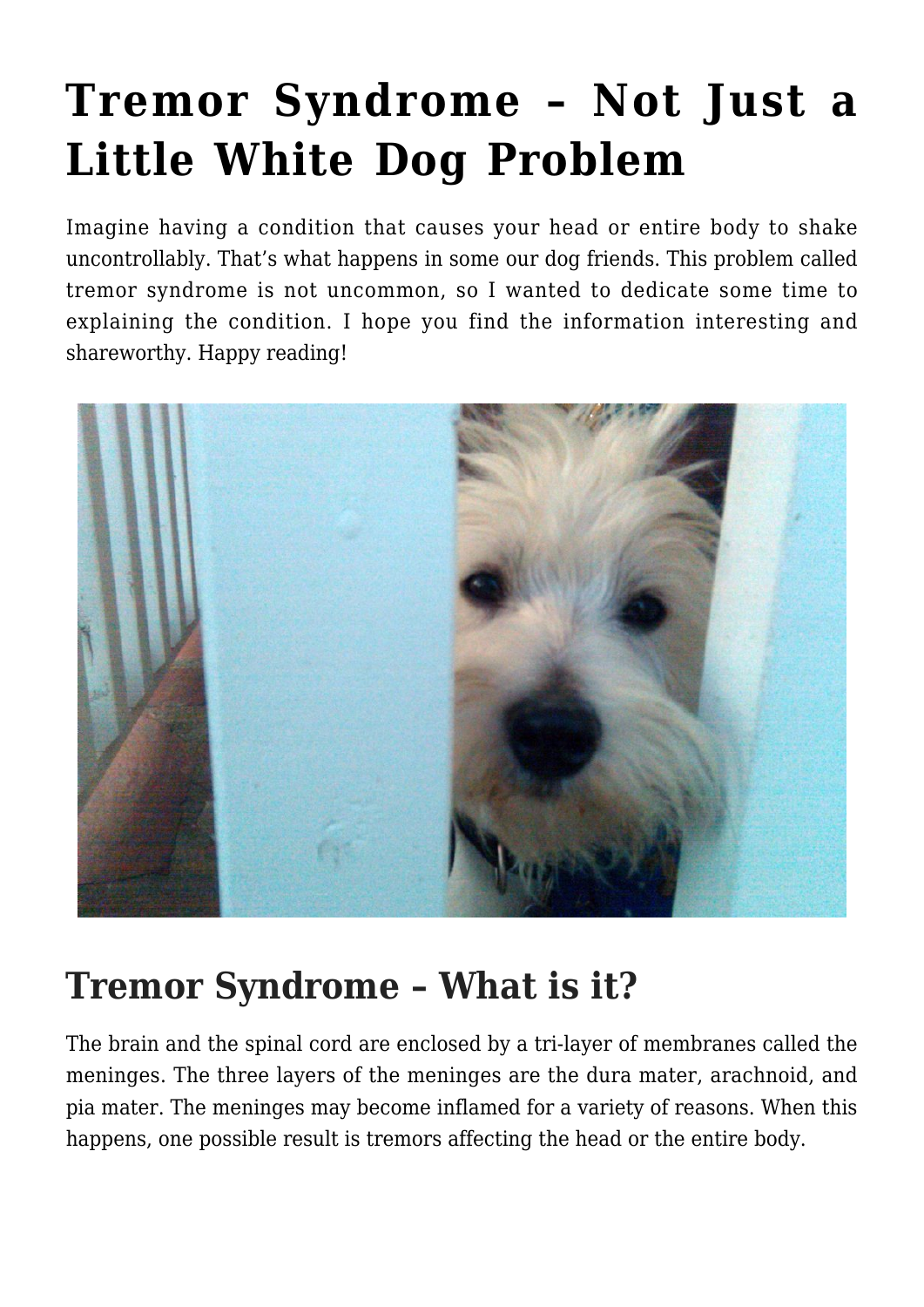# Tremor Syndrome – Not Just a Little White Dog Problem

Imagine having a condition that causes your head or entire body to shake uncontrollably. That's what happens in some our dog friends. This problem called tremor syndrome is not uncommon, so I wanted to dedicate some time to explaining the condition. I hope you find the information interesting and shareworthy. Happy reading!

## Tremor Syndrome – What is it?

The brain and the spinal cord are enclosed by a tri-layer of membranes called the meninges. The three layers of the meninges are the dura mater, arachnoid, and pia mater. The meninges may become inflamed for a variety of reasons. When this happens, one possible result is tremors affecting the head or the entire body.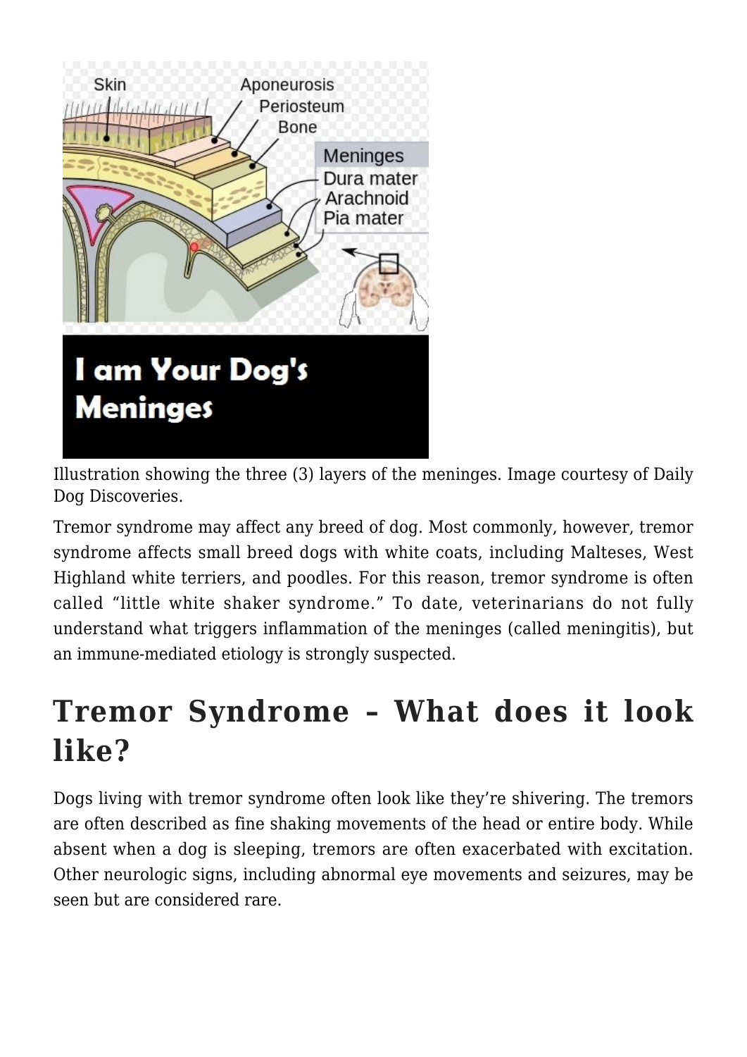Illustration showing the three (3) layers of the meninges. Image courtesy of Daily Dog Discoveries.

Tremor syndrome may affect any breed of dog. Most commonly, however, tremor syndrome affects small breed dogs with white coats, including Malteses, West Highland white terriers, and poodles. For this reason, tremor syndrome is often called "little white shaker syndrome." To date, veterinarians do not fully understand what triggers inflammation of the meninges (called meningitis), but an immune-mediated etiology is strongly suspected.

## Tremor Syndrome – What does it look like?

Dogs living with tremor syndrome often look like they're shivering. The tremors are often described as fine shaking movements of the head or entire body. While absent when a dog is sleeping, tremors are often exacerbated with excitation. Other neurologic signs, including abnormal eye movements and seizures, may be seen but are considered rare.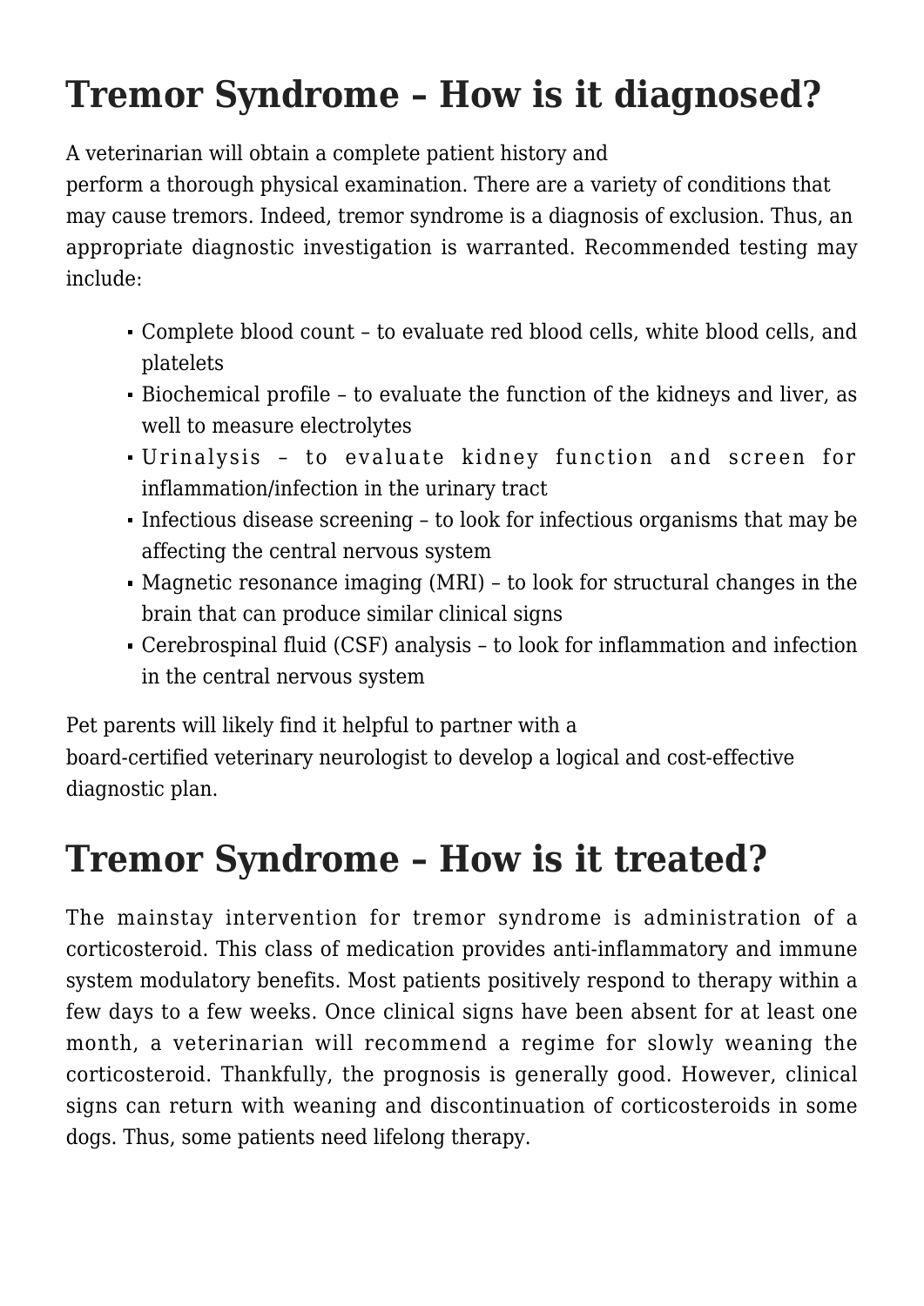## Tremor Syndrome – How is it diagnosed?

A veterinarian will obtain a complete patient history and perform a thorough physical examination. There are a variety of conditions that may cause tremors. Indeed, tremor syndrome is a diagnosis of exclusion. Thus, an appropriate diagnostic investigation is warranted. Recommended testing may include:

- Complete blood count – to evaluate red blood cells, white blood cells, and platelets
- Biochemical profile – to evaluate the function of the kidneys and liver, as well to measure electrolytes
- Urinalysis – to evaluate kidney function and screen for inflammation/infection in the urinary tract
- Infectious disease screening – to look for infectious organisms that may be affecting the central nervous system
- Magnetic resonance imaging (MRI) – to look for structural changes in the brain that can produce similar clinical signs
- Cerebrospinal fluid (CSF) analysis – to look for inflammation and infection in the central nervous system

Pet parents will likely find it helpful to partner with a board-certified veterinary neurologist to develop a logical and cost-effective diagnostic plan.

## Tremor Syndrome – How is it treated?

The mainstay intervention for tremor syndrome is administration of a corticosteroid. This class of medication provides anti-inflammatory and immune system modulatory benefits. Most patients positively respond to therapy within a few days to a few weeks. Once clinical signs have been absent for at least one month, a veterinarian will recommend a regime for slowly weaning the corticosteroid. Thankfully, the prognosis is generally good. However, clinical signs can return with weaning and discontinuation of corticosteroids in some dogs. Thus, some patients need lifelong therapy.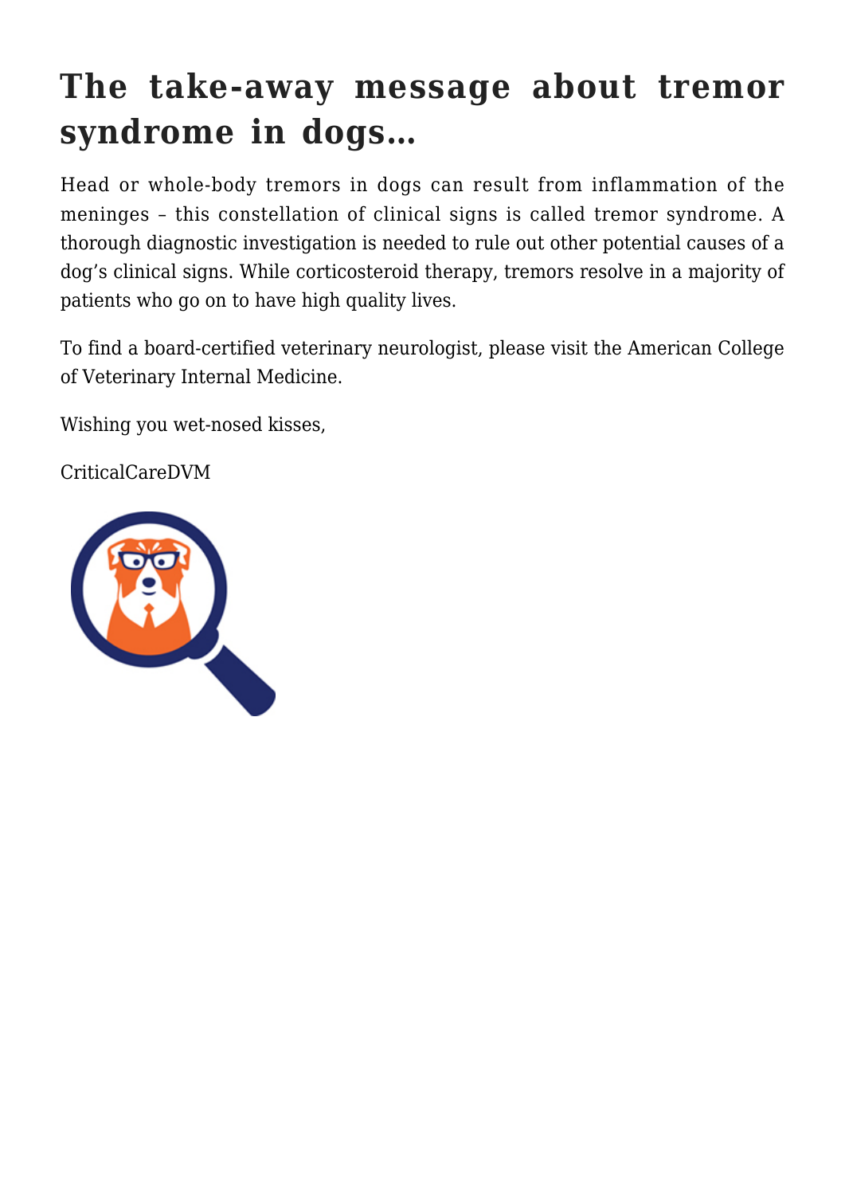# The take-away message about tremor syndrome in dogs…

Head or whole-body tremors in dogs can result from inflammation of the meninges – this constellation of clinical signs is called tremor syndrome. A thorough diagnostic investigation is needed to rule out other potential causes of a dog's clinical signs. While corticosteroid therapy, tremors resolve in a majority of patients who go on to have high quality lives.

To find a board-certified veterinary neurologist, please visit the American College of Veterinary Internal Medicine.

Wishing you wet-nosed kisses,

CriticalCareDVM